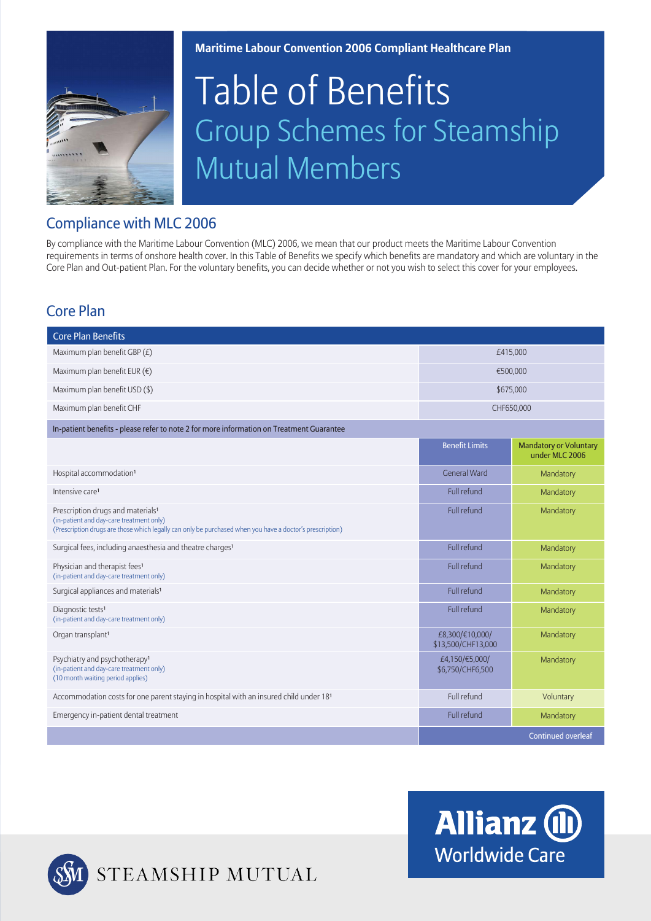**Maritime Labour Convention 2006 Compliant Healthcare Plan**

# Table of Benefits

## Group Schemes for Steamship Mutual Members

## Compliance with MLC 2006

By compliance with the Maritime Labour Convention (MLC) 2006, we mean that our product meets the Maritime Labour Convention requirements in terms of onshore health cover. In this Table of Benefits we specify which benefits are mandatory and which are voluntary in the Core Plan and Out-patient Plan. For the voluntary benefits, you can decide whether or not you wish to select this cover for your employees.

## Core Plan

| Core Plan Benefits | | |
|---|---|---|
| Maximum plan benefit GBP (£) | £415,000 | |
| Maximum plan benefit EUR (€) | €500,000 | |
| Maximum plan benefit USD ($) | $675,000 | |
| Maximum plan benefit CHF | CHF650,000 | |
| In-patient benefits - please refer to note 2 for more information on Treatment Guarantee | | |
| | Benefit Limits | Mandatory or Voluntary under MLC 2006 |
| Hospital accommodation[1] | General Ward | Mandatory |
| Intensive care[1] | Full refund | Mandatory |
| Prescription drugs and materials[1] (in-patient and day-care treatment only) (Prescription drugs are those which legally can only be purchased when you have a doctor's prescription) | Full refund | Mandatory |
| Surgical fees, including anaesthesia and theatre charges[1] | Full refund | Mandatory |
| Physician and therapist fees[1] (in-patient and day-care treatment only) | Full refund | Mandatory |
| Surgical appliances and materials[1] | Full refund | Mandatory |
| Diagnostic tests[1] (in-patient and day-care treatment only) | Full refund | Mandatory |
| Organ transplant[1] | £8,300/€10,000/ $13,500/CHF13,000 | Mandatory |
| Psychiatry and psychotherapy[1] (in-patient and day-care treatment only) (10 month waiting period applies) | £4,150/€5,000/ $6,750/CHF6,500 | Mandatory |
| Accommodation costs for one parent staying in hospital with an insured child under 18[1] | Full refund | Voluntary |
| Emergency in-patient dental treatment | Full refund | Mandatory |
| | | Continued overleaf |

Allianz Worldwide Care

STEAMSHIP MUTUAL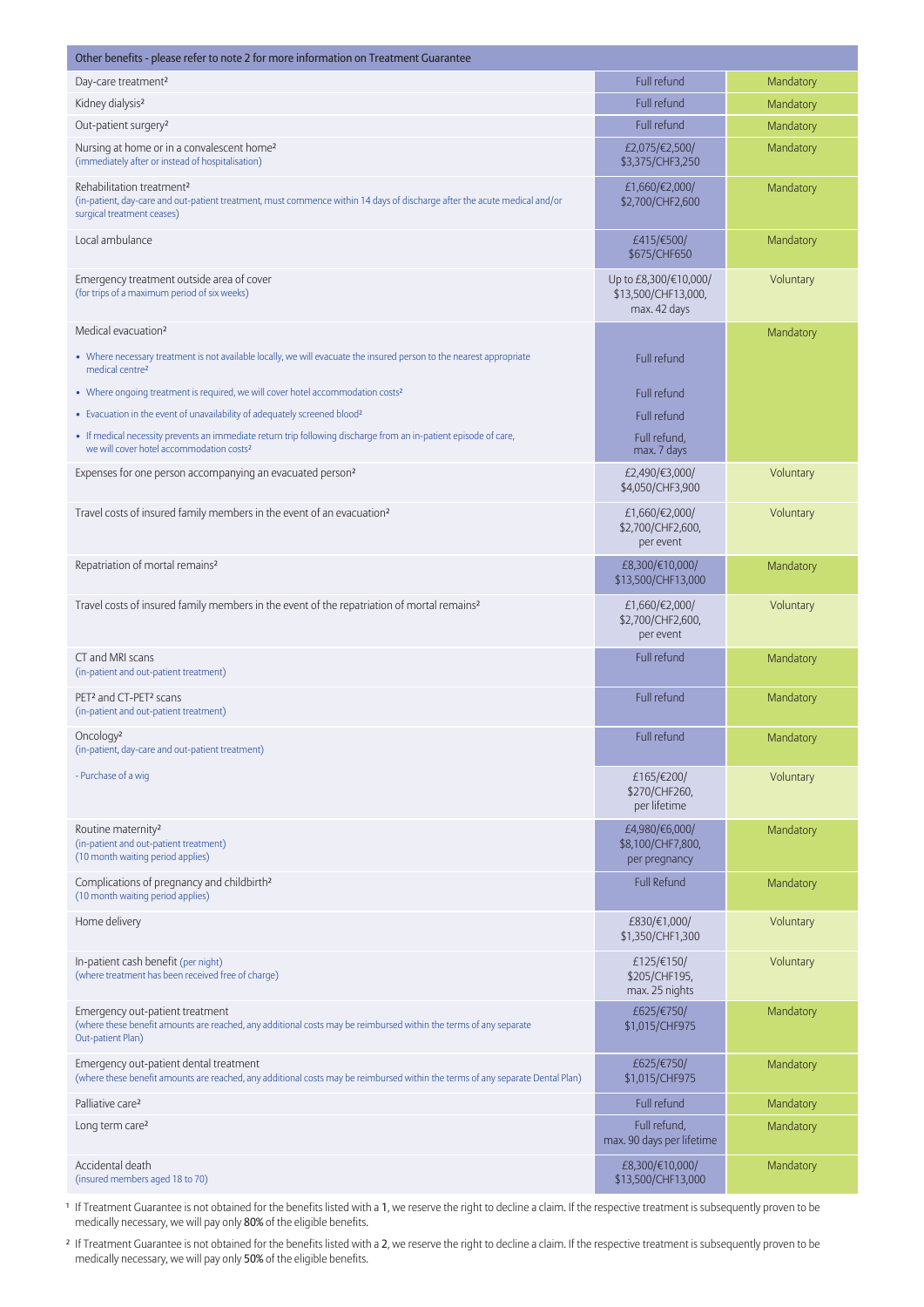| Other benefits - please refer to note 2 for more information on Treatment Guarantee | | |
|---|---|---|
| Day-care treatment[2] | Full refund | Mandatory |
| Kidney dialysis[2] | Full refund | Mandatory |
| Out-patient surgery[2] | Full refund | Mandatory |
| Nursing at home or in a convalescent home[2] (immediately after or instead of hospitalisation) | £2,075/€2,500/ $3,375/CHF3,250 | Mandatory |
| Rehabilitation treatment[2] (in-patient, day-care and out-patient treatment, must commence within 14 days of discharge after the acute medical and/or surgical treatment ceases) | £1,660/€2,000/ $2,700/CHF2,600 | Mandatory |
| Local ambulance | £415/€500/ $675/CHF650 | Mandatory |
| Emergency treatment outside area of cover (for trips of a maximum period of six weeks) | Up to £8,300/€10,000/ $13,500/CHF13,000, max. 42 days | Voluntary |
| Medical evacuation[2] | | Mandatory |
| • Where necessary treatment is not available locally, we will evacuate the insured person to the nearest appropriate medical centre[2] | Full refund | |
| • Where ongoing treatment is required, we will cover hotel accommodation costs[2] | Full refund | |
| • Evacuation in the event of unavailability of adequately screened blood[2] | Full refund | |
| • If medical necessity prevents an immediate return trip following discharge from an in-patient episode of care, we will cover hotel accommodation costs[2] | Full refund, max. 7 days | |
| Expenses for one person accompanying an evacuated person[2] | £2,490/€3,000/ $4,050/CHF3,900 | Voluntary |
| Travel costs of insured family members in the event of an evacuation[2] | £1,660/€2,000/ $2,700/CHF2,600, per event | Voluntary |
| Repatriation of mortal remains[2] | £8,300/€10,000/ $13,500/CHF13,000 | Mandatory |
| Travel costs of insured family members in the event of the repatriation of mortal remains[2] | £1,660/€2,000/ $2,700/CHF2,600, per event | Voluntary |
| CT and MRI scans (in-patient and out-patient treatment) | Full refund | Mandatory |
| PET[2] and CT-PET[2] scans (in-patient and out-patient treatment) | Full refund | Mandatory |
| Oncology[2] (in-patient, day-care and out-patient treatment) | Full refund | Mandatory |
| - Purchase of a wig | £165/€200/ $270/CHF260, per lifetime | Voluntary |
| Routine maternity[2] (in-patient and out-patient treatment) (10 month waiting period applies) | £4,980/€6,000/ $8,100/CHF7,800, per pregnancy | Mandatory |
| Complications of pregnancy and childbirth[2] (10 month waiting period applies) | Full Refund | Mandatory |
| Home delivery | £830/€1,000/ $1,350/CHF1,300 | Voluntary |
| In-patient cash benefit (per night) (where treatment has been received free of charge) | £125/€150/ $205/CHF195, max. 25 nights | Voluntary |
| Emergency out-patient treatment (where these benefit amounts are reached, any additional costs may be reimbursed within the terms of any separate Out-patient Plan) | £625/€750/ $1,015/CHF975 | Mandatory |
| Emergency out-patient dental treatment (where these benefit amounts are reached, any additional costs may be reimbursed within the terms of any separate Dental Plan) | £625/€750/ $1,015/CHF975 | Mandatory |
| Palliative care[2] | Full refund | Mandatory |
| Long term care[2] | Full refund, max. 90 days per lifetime | Mandatory |
| Accidental death (insured members aged 18 to 70) | £8,300/€10,000/ $13,500/CHF13,000 | Mandatory |

[1] If Treatment Guarantee is not obtained for the benefits listed with a **1**, we reserve the right to decline a claim. If the respective treatment is subsequently proven to be medically necessary, we will pay only **80%** of the eligible benefits.

[2] If Treatment Guarantee is not obtained for the benefits listed with a **2**, we reserve the right to decline a claim. If the respective treatment is subsequently proven to be medically necessary, we will pay only **50%** of the eligible benefits.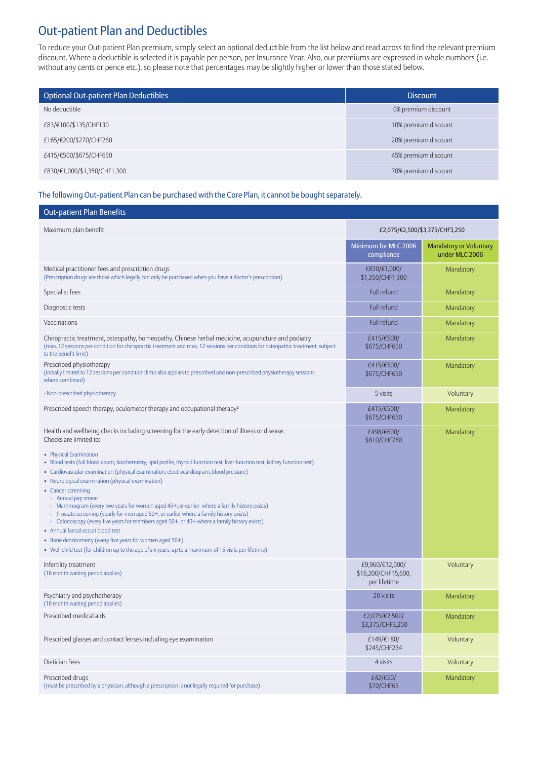## Out-patient Plan and Deductibles

To reduce your Out-patient Plan premium, simply select an optional deductible from the list below and read across to find the relevant premium discount. Where a deductible is selected it is payable per person, per Insurance Year. Also, our premiums are expressed in whole numbers (i.e. without any cents or pence etc.), so please note that percentages may be slightly higher or lower than those stated below.

| Optional Out-patient Plan Deductibles | Discount |
|---|---|
| No deductible | 0% premium discount |
| £83/€100/$135/CHF130 | 10% premium discount |
| £165/€200/$270/CHF260 | 20% premium discount |
| £415/€500/$675/CHF650 | 45% premium discount |
| £830/€1,000/$1,350/CHF1,300 | 70% premium discount |

The following Out-patient Plan can be purchased with the Core Plan, it cannot be bought separately.

| Out-patient Plan Benefits | | |
|---|---|---|
| Maximum plan benefit | £2,075/€2,500/$3,375/CHF3,250 | |
| | Minimum for MLC 2006 compliance | Mandatory or Voluntary under MLC 2006 |
| Medical practitioner fees and prescription drugs<br>(Prescription drugs are those which legally can only be purchased when you have a doctor's prescription) | £830/€1,000/ $1,350/CHF1,300 | Mandatory |
| Specialist fees | Full refund | Mandatory |
| Diagnostic tests | Full refund | Mandatory |
| Vaccinations | Full refund | Mandatory |
| Chiropractic treatment, osteopathy, homeopathy, Chinese herbal medicine, acupuncture and podiatry<br>(max. 12 sessions per condition for chiropractic treatment and max. 12 sessions per condition for osteopathic treatment, subject to the benefit limit) | £415/€500/ $675/CHF650 | Mandatory |
| Prescribed physiotherapy<br>(initially limited to 12 sessions per condition; limit also applies to prescribed and non-prescribed physiotherapy sessions, where combined) | £415/€500/ $675/CHF650 | Mandatory |
| - Non-prescribed physiotherapy | 5 visits | Voluntary |
| Prescribed speech therapy, oculomotor therapy and occupational therapy[2] | £415/€500/ $675/CHF650 | Mandatory |
| Health and wellbeing checks including screening for the early detection of illness or disease.<br>Checks are limited to:<br>• Physical Examination<br>• Blood tests (full blood count, biochemistry, lipid profile, thyroid function test, liver function test, kidney function test)<br>• Cardiovascular examination (physical examination, electrocardiogram, blood pressure)<br>• Neurological examination (physical examination)<br>• Cancer screening<br>- Annual pap smear<br>- Mammogram (every two years for women aged 45+, or earlier where a family history exists)<br>- Prostate screening (yearly for men aged 50+, or earlier where a family history exists)<br>- Colonoscopy (every five years for members aged 50+, or 40+ where a family history exists)<br>• Annual faecal occult blood test<br>• Bone densitometry (every five years for women aged 50+)<br>• Well child test (for children up to the age of six years, up to a maximum of 15 visits per lifetime) | £498/€600/ $810/CHF780 | Mandatory |
| Infertility treatment<br>(18 month waiting period applies) | £9,960/€12,000/ $16,200/CHF15,600, per lifetime | Voluntary |
| Psychiatry and psychotherapy<br>(18 month waiting period applies) | 20 visits | Mandatory |
| Prescribed medical aids | £2,075/€2,500/ $3,375/CHF3,250 | Mandatory |
| Prescribed glasses and contact lenses including eye examination | £149/€180/ $245/CHF234 | Voluntary |
| Dietician Fees | 4 visits | Voluntary |
| Prescribed drugs<br>(must be prescribed by a physician, although a prescription is not legally required for purchase) | £42/€50/ $70/CHF65 | Mandatory |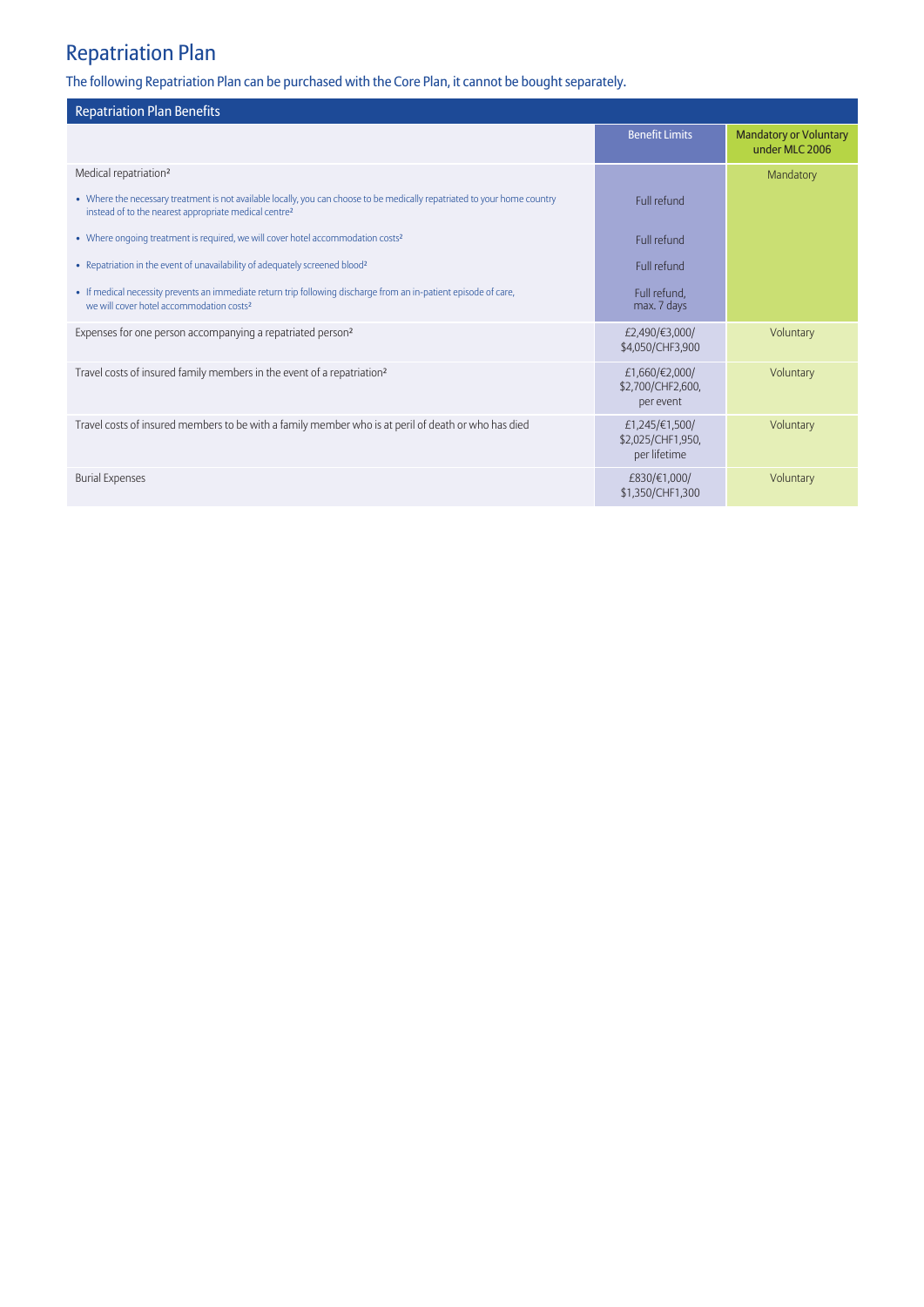# Repatriation Plan

The following Repatriation Plan can be purchased with the Core Plan, it cannot be bought separately.

| Repatriation Plan Benefits | Benefit Limits | Mandatory or Voluntary under MLC 2006 |
|---|---|---|
| Medical repatriation[2] | | Mandatory |
| • Where the necessary treatment is not available locally, you can choose to be medically repatriated to your home country instead of to the nearest appropriate medical centre[2] | Full refund | |
| • Where ongoing treatment is required, we will cover hotel accommodation costs[2] | Full refund | |
| • Repatriation in the event of unavailability of adequately screened blood[2] | Full refund | |
| • If medical necessity prevents an immediate return trip following discharge from an in-patient episode of care, we will cover hotel accommodation costs[2] | Full refund, max. 7 days | |
| Expenses for one person accompanying a repatriated person[2] | £2,490/€3,000/ $4,050/CHF3,900 | Voluntary |
| Travel costs of insured family members in the event of a repatriation[2] | £1,660/€2,000/ $2,700/CHF2,600, per event | Voluntary |
| Travel costs of insured members to be with a family member who is at peril of death or who has died | £1,245/€1,500/ $2,025/CHF1,950, per lifetime | Voluntary |
| Burial Expenses | £830/€1,000/ $1,350/CHF1,300 | Voluntary |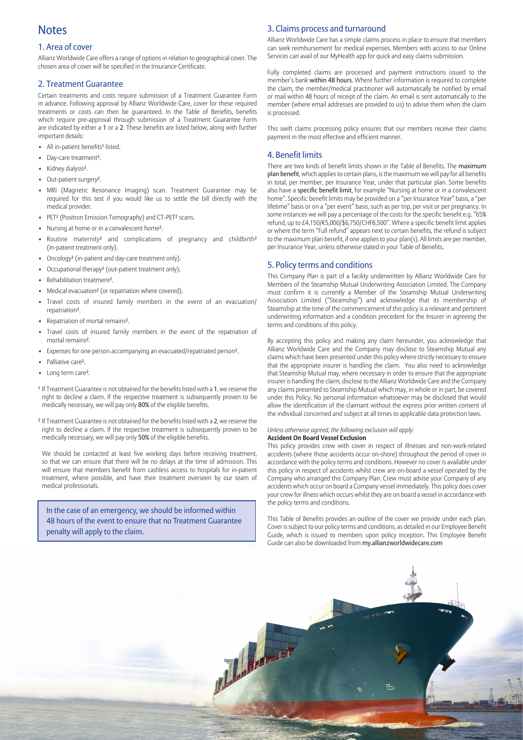# Notes

## 1. Area of cover

Allianz Worldwide Care offers a range of options in relation to geographical cover. The chosen area of cover will be specified in the Insurance Certificate.

## 2. Treatment Guarantee

Certain treatments and costs require submission of a Treatment Guarantee Form in advance. Following approval by Allianz Worldwide Care, cover for these required treatments or costs can then be guaranteed. In the Table of Benefits, benefits which require pre-approval through submission of a Treatment Guarantee Form are indicated by either a 1 or a 2. These benefits are listed below, along with further important details:

- All in-patient benefits[1] listed.
- Day-care treatment[2].
- Kidney dialysis[2].
- Out-patient surgery[2].
- MRI (Magnetic Resonance Imaging) scan. Treatment Guarantee may be required for this test if you would like us to settle the bill directly with the medical provider.
- PET[2] (Positron Emission Tomography) and CT-PET[2] scans.
- Nursing at home or in a convalescent home[2].
- Routine maternity[2] and complications of pregnancy and childbirth[2] (in-patient treatment only).
- Oncology[2] (in-patient and day-care treatment only).
- Occupational therapy[2] (out-patient treatment only).
- Rehabilitation treatment[2].
- Medical evacuation[2] (or repatriation where covered).
- Travel costs of insured family members in the event of an evacuation/ repatriation[2].
- Repatriation of mortal remains[2].
- Travel costs of insured family members in the event of the repatriation of mortal remains[2].
- Expenses for one person accompanying an evacuated/repatriated person[2].
- Palliative care[2].
- Long term care[2].

[1] If Treatment Guarantee is not obtained for the benefits listed with a 1, we reserve the right to decline a claim. If the respective treatment is subsequently proven to be medically necessary, we will pay only **80%** of the eligible benefits.

[2] If Treatment Guarantee is not obtained for the benefits listed with a 2, we reserve the right to decline a claim. If the respective treatment is subsequently proven to be medically necessary, we will pay only **50%** of the eligible benefits.

We should be contacted at least five working days before receiving treatment, so that we can ensure that there will be no delays at the time of admission. This will ensure that members benefit from cashless access to hospitals for in-patient treatment, where possible, and have their treatment overseen by our team of medical professionals.

In the case of an emergency, we should be informed within 48 hours of the event to ensure that no Treatment Guarantee penalty will apply to the claim.

## 3. Claims process and turnaround

Allianz Worldwide Care has a simple claims process in place to ensure that members can seek reimbursement for medical expenses. Members with access to our Online Services can avail of our MyHealth app for quick and easy claims submission.

Fully completed claims are processed and payment instructions issued to the member's bank **within 48 hours**. Where further information is required to complete the claim, the member/medical practitioner will automatically be notified by email or mail within 48 hours of receipt of the claim. An email is sent automatically to the member (where email addresses are provided to us) to advise them when the claim is processed.

This swift claims processing policy ensures that our members receive their claims payment in the most effective and efficient manner.

## 4. Benefit limits

There are two kinds of benefit limits shown in the Table of Benefits. The **maximum plan benefit**, which applies to certain plans, is the maximum we will pay for all benefits in total, per member, per Insurance Year, under that particular plan. Some benefits also have a **specific benefit limit**, for example "Nursing at home or in a convalescent home". Specific benefit limits may be provided on a "per Insurance Year" basis, a "per lifetime" basis or on a "per event" basis, such as per trip, per visit or per pregnancy. In some instances we will pay a percentage of the costs for the specific benefit e.g. "65% refund, up to £4,150/€5,000/$6,750/CHF6,500". Where a specific benefit limit applies or where the term "Full refund" appears next to certain benefits, the refund is subject to the maximum plan benefit, if one applies to your plan(s). All limits are per member, per Insurance Year, unless otherwise stated in your Table of Benefits.

## 5. Policy terms and conditions

This Company Plan is part of a facility underwritten by Allianz Worldwide Care for Members of the Steamship Mutual Underwriting Association Limited. The Company must confirm it is currently a Member of the Steamship Mutual Underwriting Association Limited ("Steamship") and acknowledge that its membership of Steamship at the time of the commencement of this policy is a relevant and pertinent underwriting information and a condition precedent for the Insurer in agreeing the terms and conditions of this policy.

By accepting this policy and making any claim hereunder, you acknowledge that Allianz Worldwide Care and the Company may disclose to Steamship Mutual any claims which have been presented under this policy where strictly necessary to ensure that the appropriate insurer is handling the claim. You also need to acknowledge that Steamship Mutual may, where necessary in order to ensure that the appropriate insurer is handling the claim, disclose to the Allianz Worldwide Care and the Company any claims presented to Steamship Mutual which may, in whole or in part, be covered under this Policy. No personal information whatsoever may be disclosed that would allow the identification of the claimant without the express prior written consent of the individual concerned and subject at all times to applicable data protection laws.

*Unless otherwise agreed, the following exclusion will apply:*

**Accident On Board Vessel Exclusion**

This policy provides crew with cover in respect of illnesses and non-work-related accidents (where those accidents occur on-shore) throughout the period of cover in accordance with the policy terms and conditions. However no cover is available under this policy in respect of accidents whilst crew are on-board a vessel operated by the Company who arranged this Company Plan. Crew must advise your Company of any accidents which occur on board a Company vessel immediately. This policy does cover your crew for illness which occurs whilst they are on board a vessel in accordance with the policy terms and conditions.

This Table of Benefits provides an outline of the cover we provide under each plan. Cover is subject to our policy terms and conditions, as detailed in our Employee Benefit Guide, which is issued to members upon policy inception. This Employee Benefit Guide can also be downloaded from **my.allianzworldwidecare.com**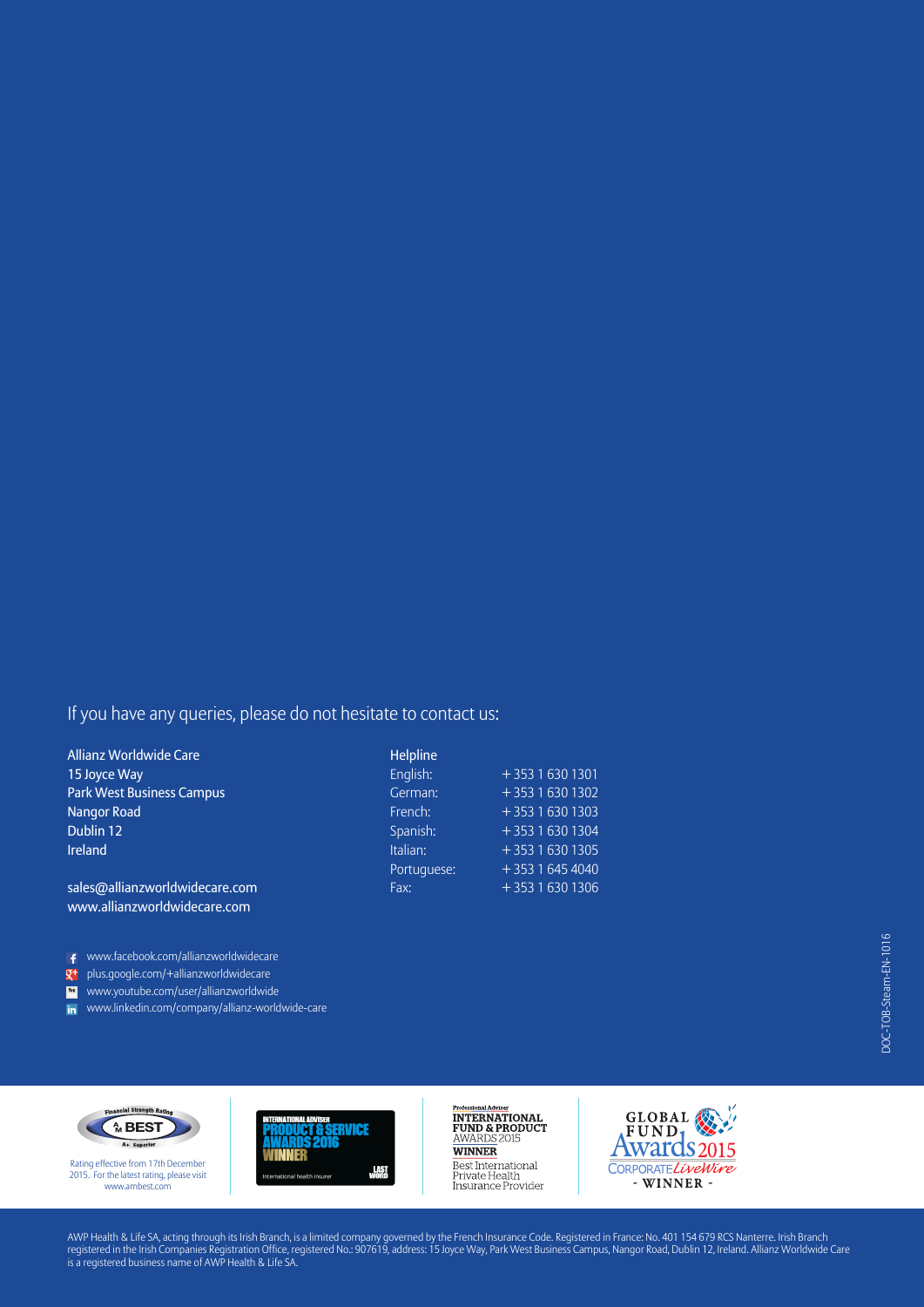If you have any queries, please do not hesitate to contact us:

Allianz Worldwide Care
15 Joyce Way
Park West Business Campus
Nangor Road
Dublin 12
Ireland

sales@allianzworldwidecare.com
www.allianzworldwidecare.com

**Helpline**

| | |
|---|---|
| English: | +353 1 630 1301 |
| German: | +353 1 630 1302 |
| French: | +353 1 630 1303 |
| Spanish: | +353 1 630 1304 |
| Italian: | +353 1 630 1305 |
| Portuguese: | +353 1 645 4040 |
| Fax: | +353 1 630 1306 |

- www.facebook.com/allianzworldwidecare
- plus.google.com/+allianzworldwidecare
- www.youtube.com/user/allianzworldwide
- www.linkedin.com/company/allianz-worldwide-care

DOC-TOB-Steam-EN-1016

Financial Strength Rating A.M. BEST A+ Superior

Rating effective from 17th December 2015. For the latest rating, please visit www.ambest.com

INTERNATIONAL ADVISER PRODUCT & SERVICE AWARDS 2016 WINNER International health insurer LAST WORD

Professional Adviser INTERNATIONAL FUND & PRODUCT AWARDS 2015 WINNER Best International Private Health Insurance Provider

GLOBAL FUND Awards 2015 CORPORATE LiveWire - WINNER -

AWP Health & Life SA, acting through its Irish Branch, is a limited company governed by the French Insurance Code. Registered in France: No. 401 154 679 RCS Nanterre. Irish Branch registered in the Irish Companies Registration Office, registered No.: 907619, address: 15 Joyce Way, Park West Business Campus, Nangor Road, Dublin 12, Ireland. Allianz Worldwide Care is a registered business name of AWP Health & Life SA.